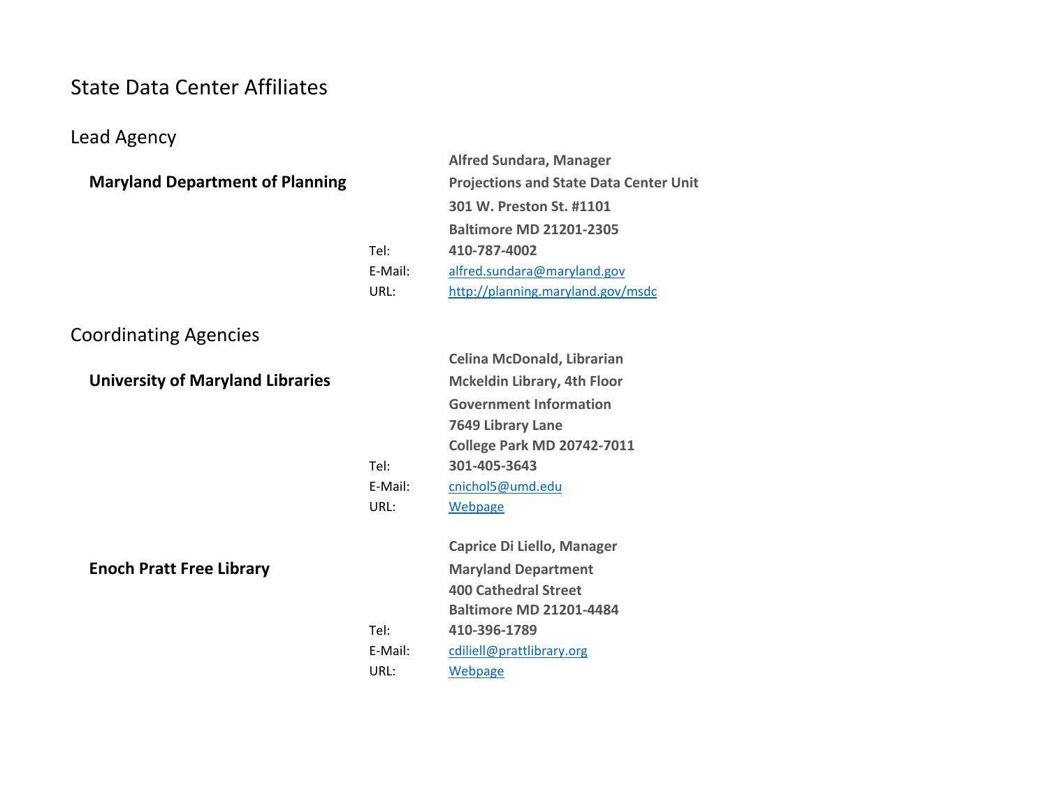# State Data Center Affiliates

## Lead Agency

### Maryland Department of Planning

**Alfred Sundara, Manager**
**Projections and State Data Center Unit**
**301 W. Preston St. #1101**
**Baltimore MD 21201-2305**

Tel: **410-787-4002**
E-Mail: alfred.sundara@maryland.gov
URL: http://planning.maryland.gov/msdc

## Coordinating Agencies

### University of Maryland Libraries

**Celina McDonald, Librarian**
**Mckeldin Library, 4th Floor**
**Government Information**
**7649 Library Lane**
**College Park MD 20742-7011**

Tel: **301-405-3643**
E-Mail: cnichol5@umd.edu
URL: Webpage

### Enoch Pratt Free Library

**Caprice Di Liello, Manager**
**Maryland Department**
**400 Cathedral Street**
**Baltimore MD 21201-4484**

Tel: **410-396-1789**
E-Mail: cdiliell@prattlibrary.org
URL: Webpage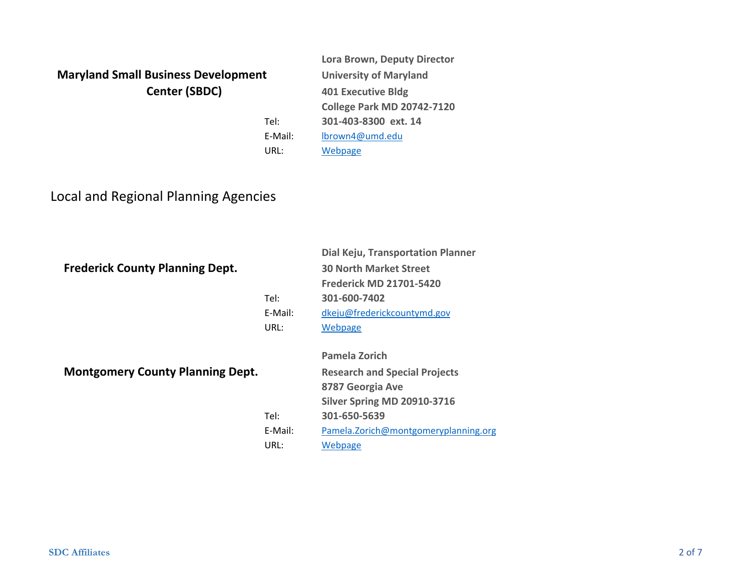**Maryland Small Business Development Center (SBDC)**

**Lora Brown, Deputy Director**
**University of Maryland**
**401 Executive Bldg**
**College Park MD 20742-7120**

Tel: **301-403-8300 ext. 14**
E-Mail: lbrown4@umd.edu
URL: Webpage

## Local and Regional Planning Agencies

**Frederick County Planning Dept.**

**Dial Keju, Transportation Planner**
**30 North Market Street**
**Frederick MD 21701-5420**

Tel: **301-600-7402**
E-Mail: dkeju@frederickcountymd.gov
URL: Webpage

**Montgomery County Planning Dept.**

**Pamela Zorich**
**Research and Special Projects**
**8787 Georgia Ave**
**Silver Spring MD 20910-3716**

Tel: **301-650-5639**
E-Mail: Pamela.Zorich@montgomeryplanning.org
URL: Webpage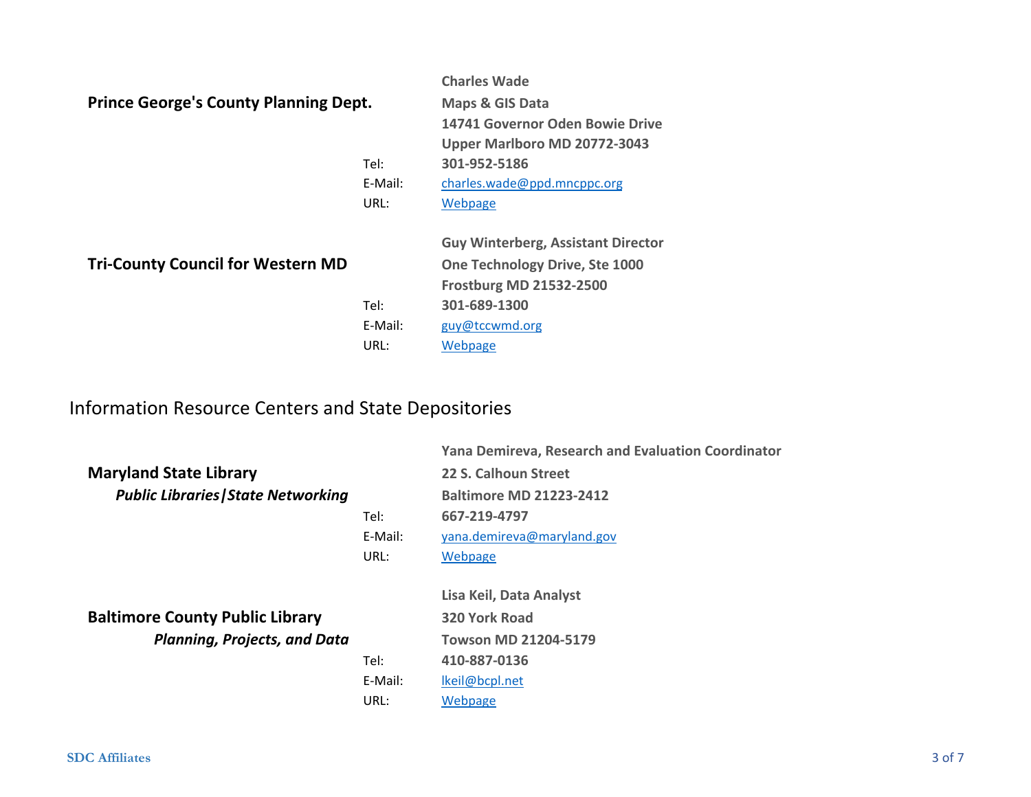**Prince George's County Planning Dept.**

**Charles Wade**
**Maps & GIS Data**
**14741 Governor Oden Bowie Drive**
**Upper Marlboro MD 20772-3043**

Tel: **301-952-5186**
E-Mail: charles.wade@ppd.mncppc.org
URL: Webpage

**Tri-County Council for Western MD**

**Guy Winterberg, Assistant Director**
**One Technology Drive, Ste 1000**
**Frostburg MD 21532-2500**

Tel: **301-689-1300**
E-Mail: guy@tccwmd.org
URL: Webpage

## Information Resource Centers and State Depositories

**Maryland State Library**
***Public Libraries|State Networking***

**Yana Demireva, Research and Evaluation Coordinator**
**22 S. Calhoun Street**
**Baltimore MD 21223-2412**

Tel: **667-219-4797**
E-Mail: yana.demireva@maryland.gov
URL: Webpage

**Baltimore County Public Library**
***Planning, Projects, and Data***

**Lisa Keil, Data Analyst**
**320 York Road**
**Towson MD 21204-5179**

Tel: **410-887-0136**
E-Mail: lkeil@bcpl.net
URL: Webpage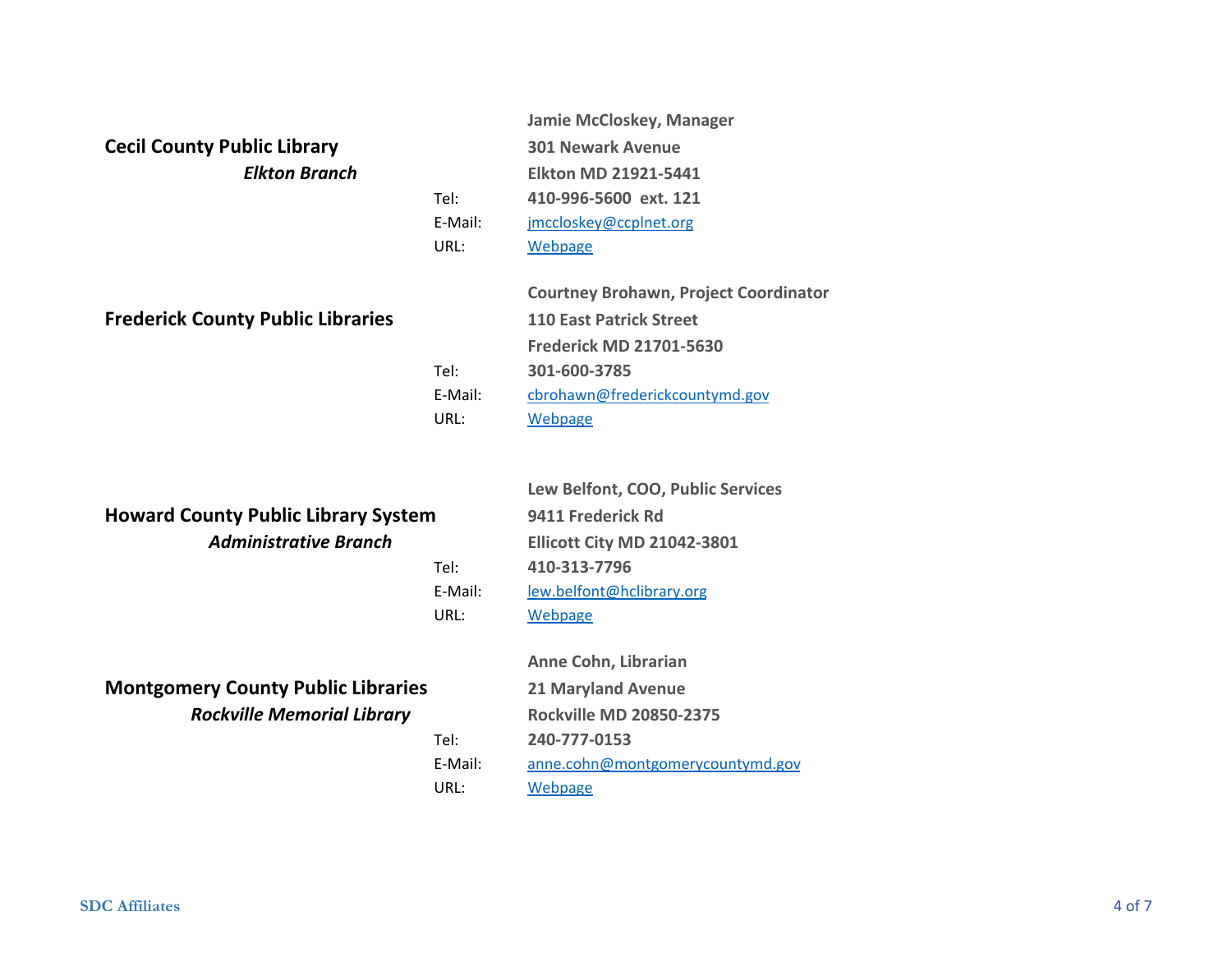**Cecil County Public Library**
***Elkton Branch***

**Jamie McCloskey, Manager**
**301 Newark Avenue**
**Elkton MD 21921-5441**

Tel: **410-996-5600 ext. 121**
E-Mail: jmccloskey@ccplnet.org
URL: Webpage

**Frederick County Public Libraries**

**Courtney Brohawn, Project Coordinator**
**110 East Patrick Street**
**Frederick MD 21701-5630**

Tel: **301-600-3785**
E-Mail: cbrohawn@frederickcountymd.gov
URL: Webpage

**Howard County Public Library System**
***Administrative Branch***

**Lew Belfont, COO, Public Services**
**9411 Frederick Rd**
**Ellicott City MD 21042-3801**

Tel: **410-313-7796**
E-Mail: lew.belfont@hclibrary.org
URL: Webpage

**Montgomery County Public Libraries**
***Rockville Memorial Library***

**Anne Cohn, Librarian**
**21 Maryland Avenue**
**Rockville MD 20850-2375**

Tel: **240-777-0153**
E-Mail: anne.cohn@montgomerycountymd.gov
URL: Webpage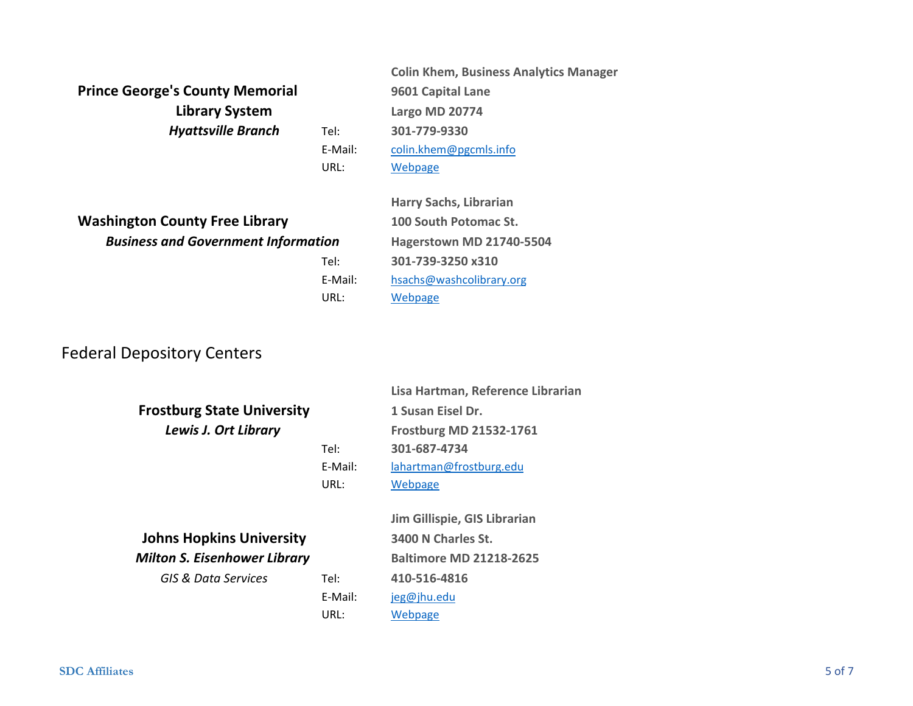**Prince George's County Memorial Library System**
***Hyattsville Branch***

**Colin Khem, Business Analytics Manager**
**9601 Capital Lane**
**Largo MD 20774**

| | |
|---|---|
| Tel: | **301-779-9330** |
| E-Mail: | colin.khem@pgcmls.info |
| URL: | Webpage |

**Washington County Free Library**
***Business and Government Information***

**Harry Sachs, Librarian**
**100 South Potomac St.**
**Hagerstown MD 21740-5504**

| | |
|---|---|
| Tel: | **301-739-3250 x310** |
| E-Mail: | hsachs@washcolibrary.org |
| URL: | Webpage |

## Federal Depository Centers

**Frostburg State University**
***Lewis J. Ort Library***

**Lisa Hartman, Reference Librarian**
**1 Susan Eisel Dr.**
**Frostburg MD 21532-1761**

| | |
|---|---|
| Tel: | **301-687-4734** |
| E-Mail: | lahartman@frostburg.edu |
| URL: | Webpage |

**Johns Hopkins University**
***Milton S. Eisenhower Library***
*GIS & Data Services*

**Jim Gillispie, GIS Librarian**
**3400 N Charles St.**
**Baltimore MD 21218-2625**

| | |
|---|---|
| Tel: | **410-516-4816** |
| E-Mail: | jeg@jhu.edu |
| URL: | Webpage |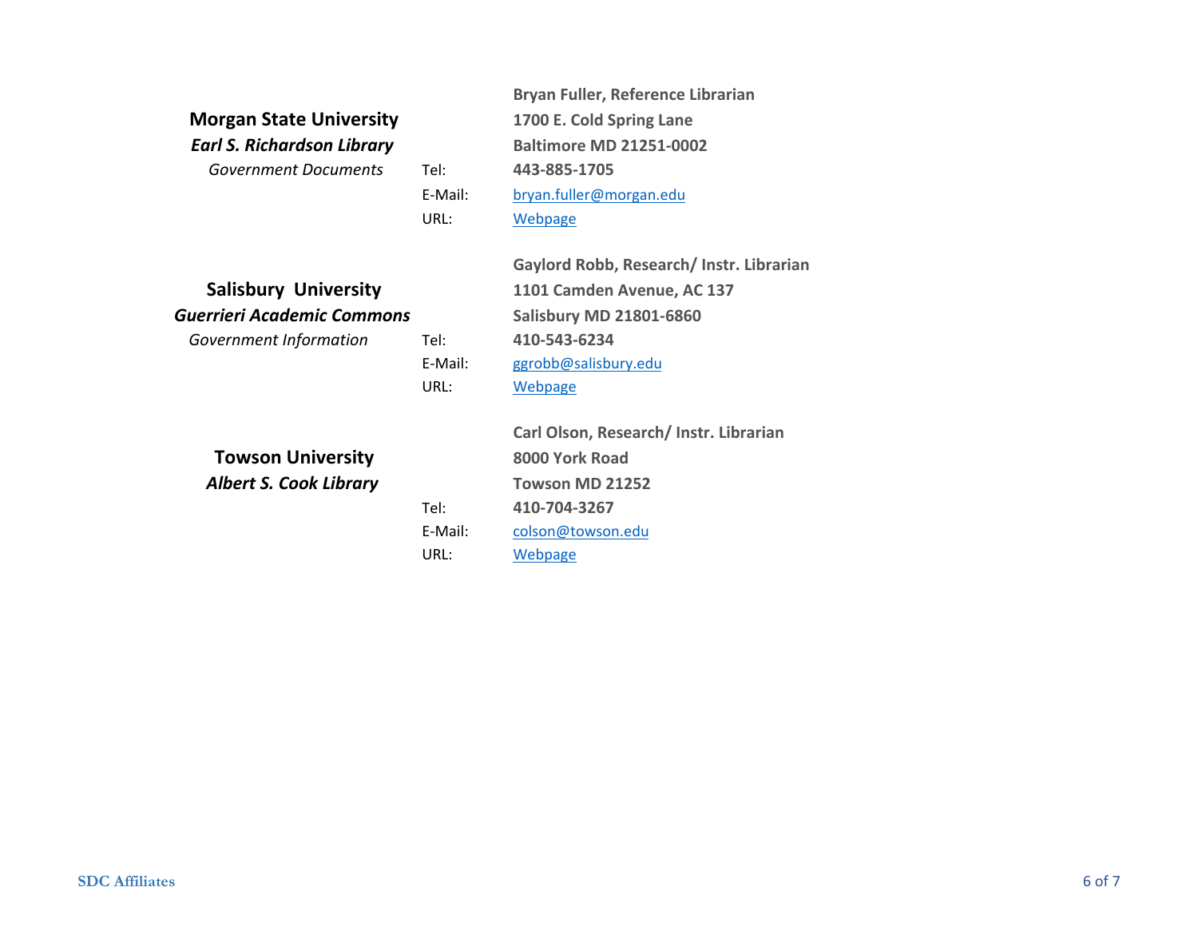**Morgan State University**
***Earl S. Richardson Library***
*Government Documents*

**Bryan Fuller, Reference Librarian**
**1700 E. Cold Spring Lane**
**Baltimore MD 21251-0002**

Tel: **443-885-1705**
E-Mail: bryan.fuller@morgan.edu
URL: Webpage

**Salisbury University**
***Guerrieri Academic Commons***
*Government Information*

**Gaylord Robb, Research/ Instr. Librarian**
**1101 Camden Avenue, AC 137**
**Salisbury MD 21801-6860**

Tel: **410-543-6234**
E-Mail: ggrobb@salisbury.edu
URL: Webpage

**Towson University**
***Albert S. Cook Library***

**Carl Olson, Research/ Instr. Librarian**
**8000 York Road**
**Towson MD 21252**

Tel: **410-704-3267**
E-Mail: colson@towson.edu
URL: Webpage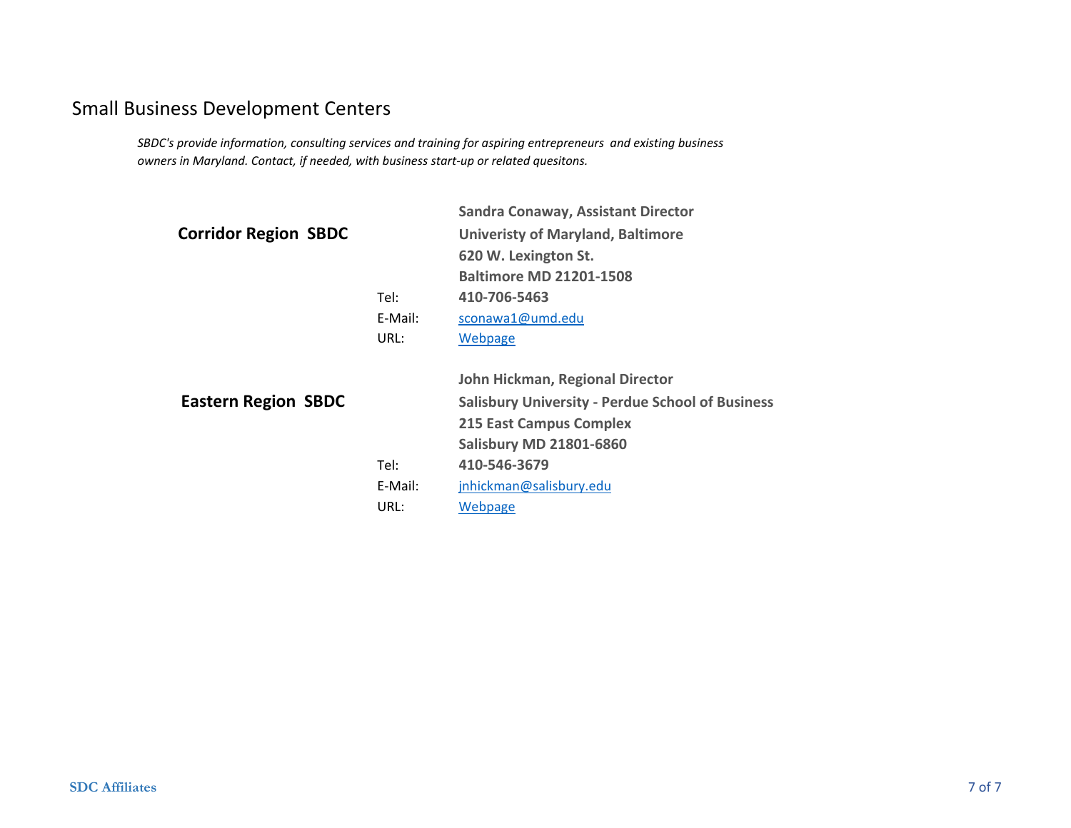## Small Business Development Centers

*SBDC's provide information, consulting services and training for aspiring entrepreneurs and existing business owners in Maryland. Contact, if needed, with business start-up or related quesitons.*

**Corridor Region SBDC**

**Sandra Conaway, Assistant Director**
**Univeristy of Maryland, Baltimore**
**620 W. Lexington St.**
**Baltimore MD 21201-1508**

Tel: **410-706-5463**
E-Mail: sconawa1@umd.edu
URL: Webpage

**Eastern Region SBDC**

**John Hickman, Regional Director**
**Salisbury University - Perdue School of Business**
**215 East Campus Complex**
**Salisbury MD 21801-6860**

Tel: **410-546-3679**
E-Mail: jnhickman@salisbury.edu
URL: Webpage